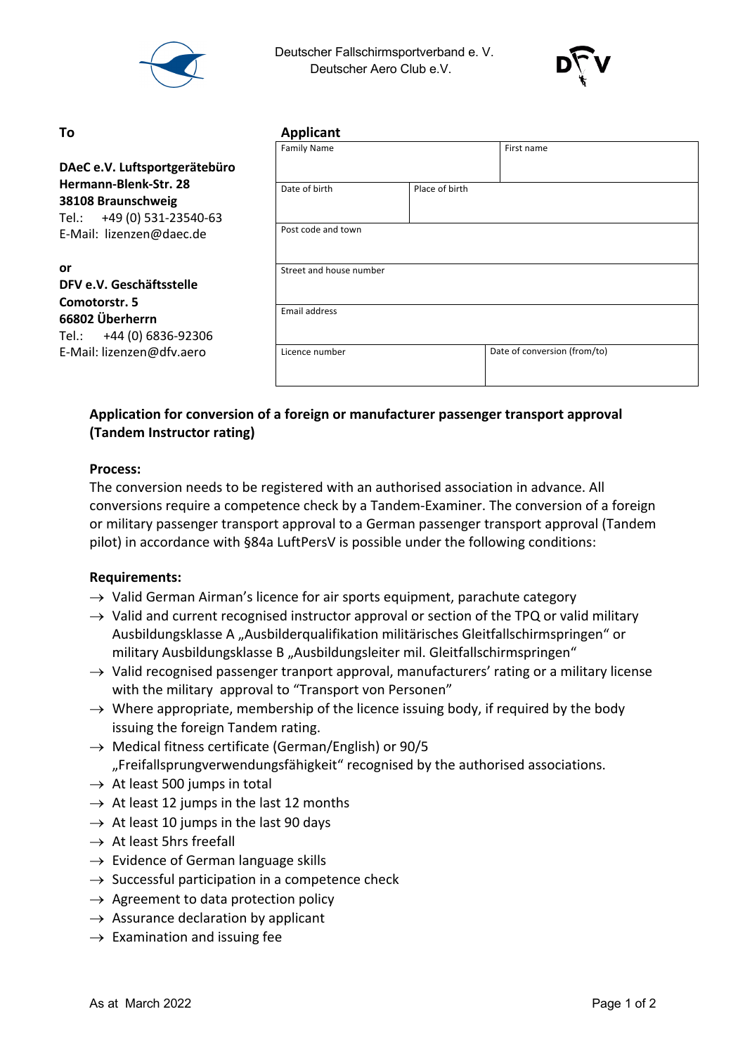Deutscher Fallschirmsportverband e. V.
Deutscher Aero Club e.V.

**To**

**DAeC e.V. Luftsportgerätebüro**
**Hermann-Blenk-Str. 28**
**38108 Braunschweig**
Tel.: +49 (0) 531-23540-63
E-Mail: lizenzen@daec.de

**or**
**DFV e.V. Geschäftsstelle**
**Comotorstr. 5**
**66802 Überherrn**
Tel.: +44 (0) 6836-92306
E-Mail: lizenzen@dfv.aero

**Applicant**

| Family Name | | First name |
|---|---|---|
| Date of birth | Place of birth | |
| Post code and town | | |
| Street and house number | | |
| Email address | | |
| Licence number | | Date of conversion (from/to) |

**Application for conversion of a foreign or manufacturer passenger transport approval (Tandem Instructor rating)**

**Process:**
The conversion needs to be registered with an authorised association in advance. All conversions require a competence check by a Tandem-Examiner. The conversion of a foreign or military passenger transport approval to a German passenger transport approval (Tandem pilot) in accordance with §84a LuftPersV is possible under the following conditions:

**Requirements:**

- → Valid German Airman's licence for air sports equipment, parachute category
- → Valid and current recognised instructor approval or section of the TPQ or valid military Ausbildungsklasse A „Ausbilderqualifikation militärisches Gleitfallschirmspringen" or military Ausbildungsklasse B „Ausbildungsleiter mil. Gleitfallschirmspringen"
- → Valid recognised passenger tranport approval, manufacturers' rating or a military license with the military approval to "Transport von Personen"
- → Where appropriate, membership of the licence issuing body, if required by the body issuing the foreign Tandem rating.
- → Medical fitness certificate (German/English) or 90/5 „Freifallsprungverwendungsfähigkeit" recognised by the authorised associations.
- → At least 500 jumps in total
- → At least 12 jumps in the last 12 months
- → At least 10 jumps in the last 90 days
- → At least 5hrs freefall
- → Evidence of German language skills
- → Successful participation in a competence check
- → Agreement to data protection policy
- → Assurance declaration by applicant
- → Examination and issuing fee

As at March 2022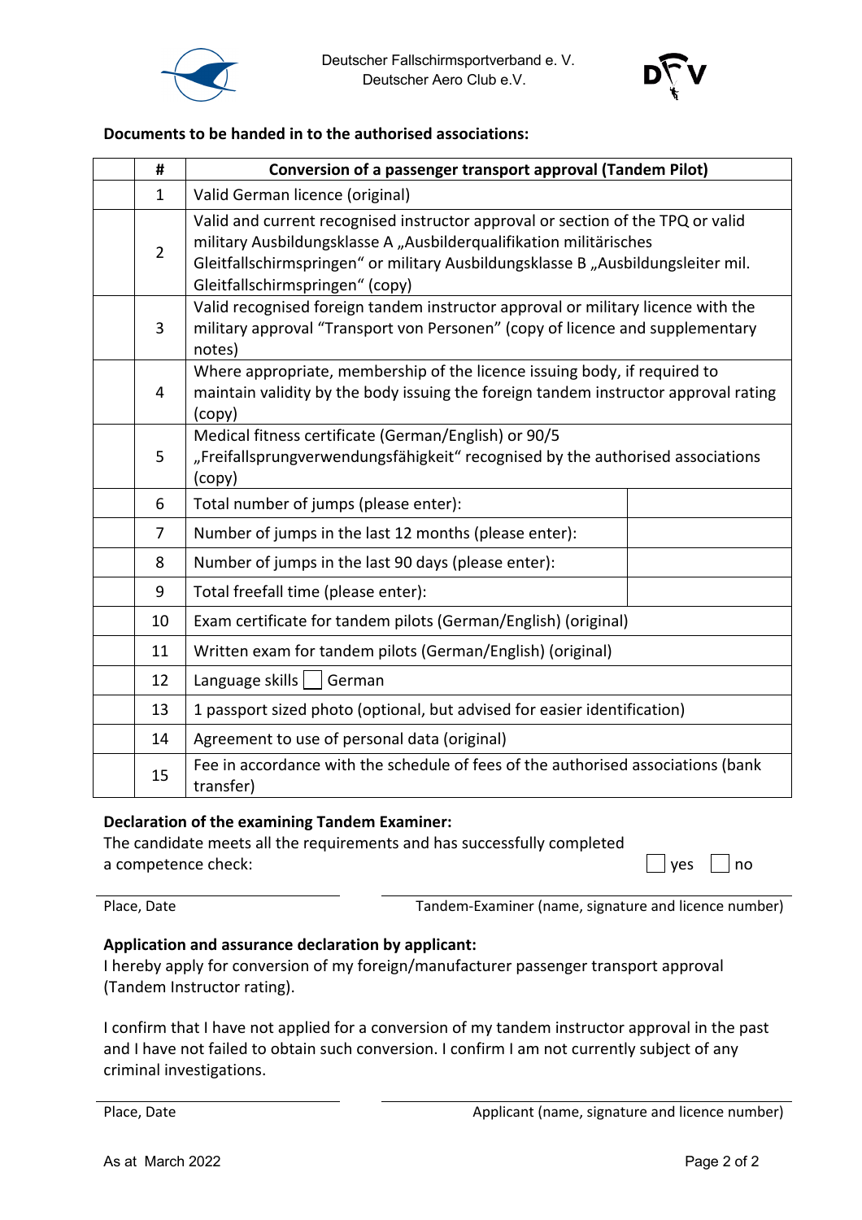Deutscher Fallschirmsportverband e. V.
Deutscher Aero Club e.V.

**Documents to be handed in to the authorised associations:**

| | # | Conversion of a passenger transport approval (Tandem Pilot) | |
|---|---|---|---|
| | 1 | Valid German licence (original) | |
| | 2 | Valid and current recognised instructor approval or section of the TPQ or valid military Ausbildungsklasse A „Ausbilderqualifikation militärisches Gleitfallschirmspringen“ or military Ausbildungsklasse B „Ausbildungsleiter mil. Gleitfallschirmspringen“ (copy) | |
| | 3 | Valid recognised foreign tandem instructor approval or military licence with the military approval “Transport von Personen” (copy of licence and supplementary notes) | |
| | 4 | Where appropriate, membership of the licence issuing body, if required to maintain validity by the body issuing the foreign tandem instructor approval rating (copy) | |
| | 5 | Medical fitness certificate (German/English) or 90/5 „Freifallsprungverwendungsfähigkeit“ recognised by the authorised associations (copy) | |
| | 6 | Total number of jumps (please enter): | |
| | 7 | Number of jumps in the last 12 months (please enter): | |
| | 8 | Number of jumps in the last 90 days (please enter): | |
| | 9 | Total freefall time (please enter): | |
| | 10 | Exam certificate for tandem pilots (German/English) (original) | |
| | 11 | Written exam for tandem pilots (German/English) (original) | |
| | 12 | Language skills ☐ German | |
| | 13 | 1 passport sized photo (optional, but advised for easier identification) | |
| | 14 | Agreement to use of personal data (original) | |
| | 15 | Fee in accordance with the schedule of fees of the authorised associations (bank transfer) | |

**Declaration of the examining Tandem Examiner:**

The candidate meets all the requirements and has successfully completed a competence check: ☐ yes ☐ no

Place, Date

Tandem-Examiner (name, signature and licence number)

**Application and assurance declaration by applicant:**

I hereby apply for conversion of my foreign/manufacturer passenger transport approval (Tandem Instructor rating).

I confirm that I have not applied for a conversion of my tandem instructor approval in the past and I have not failed to obtain such conversion. I confirm I am not currently subject of any criminal investigations.

Place, Date

Applicant (name, signature and licence number)

As at March 2022